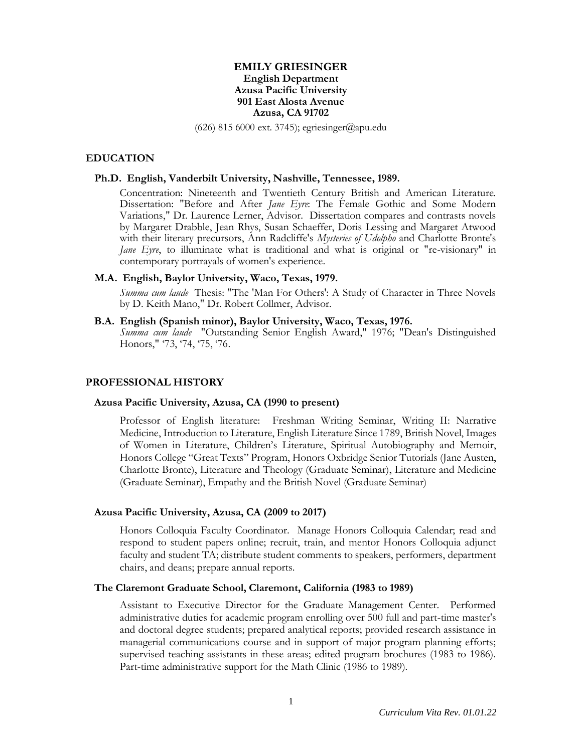# EMILY GRIESINGER

**English Department**
**Azusa Pacific University**
**901 East Alosta Avenue**
**Azusa, CA 91702**

(626) 815 6000 ext. 3745); egriesinger@apu.edu

## EDUCATION

### Ph.D. English, Vanderbilt University, Nashville, Tennessee, 1989.

Concentration: Nineteenth and Twentieth Century British and American Literature. Dissertation: "Before and After *Jane Eyre*: The Female Gothic and Some Modern Variations," Dr. Laurence Lerner, Advisor. Dissertation compares and contrasts novels by Margaret Drabble, Jean Rhys, Susan Schaeffer, Doris Lessing and Margaret Atwood with their literary precursors, Ann Radcliffe's *Mysteries of Udolpho* and Charlotte Bronte's *Jane Eyre*, to illuminate what is traditional and what is original or "re-visionary" in contemporary portrayals of women's experience.

### M.A. English, Baylor University, Waco, Texas, 1979.

*Summa cum laude* Thesis: "The 'Man For Others': A Study of Character in Three Novels by D. Keith Mano," Dr. Robert Collmer, Advisor.

### B.A. English (Spanish minor), Baylor University, Waco, Texas, 1976.

*Summa cum laude* "Outstanding Senior English Award," 1976; "Dean's Distinguished Honors," '73, '74, '75, '76.

## PROFESSIONAL HISTORY

### Azusa Pacific University, Azusa, CA (1990 to present)

Professor of English literature: Freshman Writing Seminar, Writing II: Narrative Medicine, Introduction to Literature, English Literature Since 1789, British Novel, Images of Women in Literature, Children's Literature, Spiritual Autobiography and Memoir, Honors College "Great Texts" Program, Honors Oxbridge Senior Tutorials (Jane Austen, Charlotte Bronte), Literature and Theology (Graduate Seminar), Literature and Medicine (Graduate Seminar), Empathy and the British Novel (Graduate Seminar)

### Azusa Pacific University, Azusa, CA (2009 to 2017)

Honors Colloquia Faculty Coordinator. Manage Honors Colloquia Calendar; read and respond to student papers online; recruit, train, and mentor Honors Colloquia adjunct faculty and student TA; distribute student comments to speakers, performers, department chairs, and deans; prepare annual reports.

### The Claremont Graduate School, Claremont, California (1983 to 1989)

Assistant to Executive Director for the Graduate Management Center. Performed administrative duties for academic program enrolling over 500 full and part-time master's and doctoral degree students; prepared analytical reports; provided research assistance in managerial communications course and in support of major program planning efforts; supervised teaching assistants in these areas; edited program brochures (1983 to 1986). Part-time administrative support for the Math Clinic (1986 to 1989).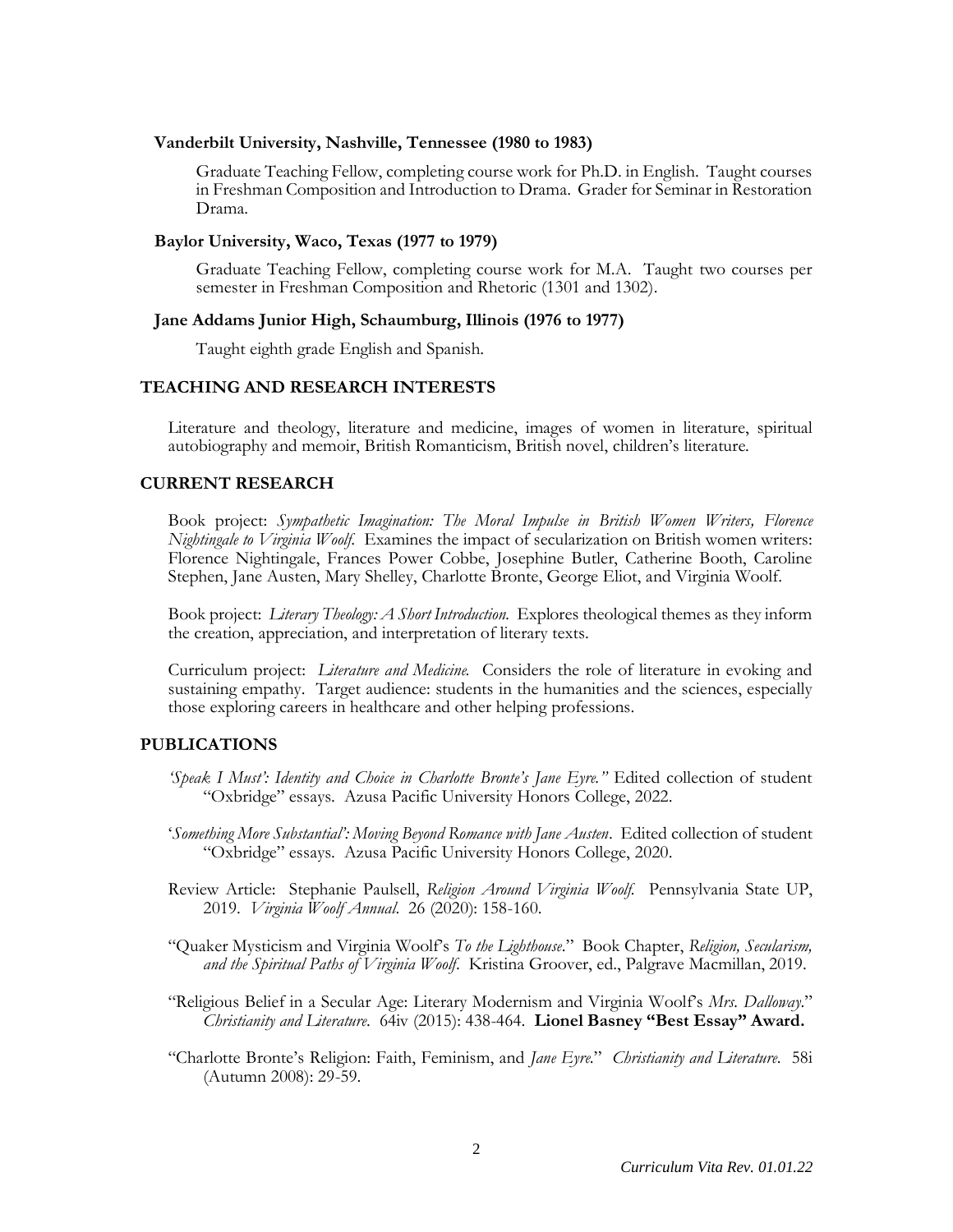**Vanderbilt University, Nashville, Tennessee (1980 to 1983)**

Graduate Teaching Fellow, completing course work for Ph.D. in English. Taught courses in Freshman Composition and Introduction to Drama. Grader for Seminar in Restoration Drama.

**Baylor University, Waco, Texas (1977 to 1979)**

Graduate Teaching Fellow, completing course work for M.A. Taught two courses per semester in Freshman Composition and Rhetoric (1301 and 1302).

**Jane Addams Junior High, Schaumburg, Illinois (1976 to 1977)**

Taught eighth grade English and Spanish.

## TEACHING AND RESEARCH INTERESTS

Literature and theology, literature and medicine, images of women in literature, spiritual autobiography and memoir, British Romanticism, British novel, children's literature.

## CURRENT RESEARCH

Book project: *Sympathetic Imagination: The Moral Impulse in British Women Writers, Florence Nightingale to Virginia Woolf.* Examines the impact of secularization on British women writers: Florence Nightingale, Frances Power Cobbe, Josephine Butler, Catherine Booth, Caroline Stephen, Jane Austen, Mary Shelley, Charlotte Bronte, George Eliot, and Virginia Woolf.

Book project: *Literary Theology: A Short Introduction.* Explores theological themes as they inform the creation, appreciation, and interpretation of literary texts.

Curriculum project: *Literature and Medicine.* Considers the role of literature in evoking and sustaining empathy. Target audience: students in the humanities and the sciences, especially those exploring careers in healthcare and other helping professions.

## PUBLICATIONS

*'Speak I Must': Identity and Choice in Charlotte Bronte's Jane Eyre."* Edited collection of student "Oxbridge" essays. Azusa Pacific University Honors College, 2022.

'*Something More Substantial': Moving Beyond Romance with Jane Austen*. Edited collection of student "Oxbridge" essays. Azusa Pacific University Honors College, 2020.

Review Article: Stephanie Paulsell, *Religion Around Virginia Woolf.* Pennsylvania State UP, 2019. *Virginia Woolf Annual*. 26 (2020): 158-160.

"Quaker Mysticism and Virginia Woolf's *To the Lighthouse*." Book Chapter, *Religion, Secularism, and the Spiritual Paths of Virginia Woolf*. Kristina Groover, ed., Palgrave Macmillan, 2019.

"Religious Belief in a Secular Age: Literary Modernism and Virginia Woolf's *Mrs. Dalloway*." *Christianity and Literature*. 64iv (2015): 438-464. **Lionel Basney "Best Essay" Award.**

"Charlotte Bronte's Religion: Faith, Feminism, and *Jane Eyre*." *Christianity and Literature*. 58i (Autumn 2008): 29-59.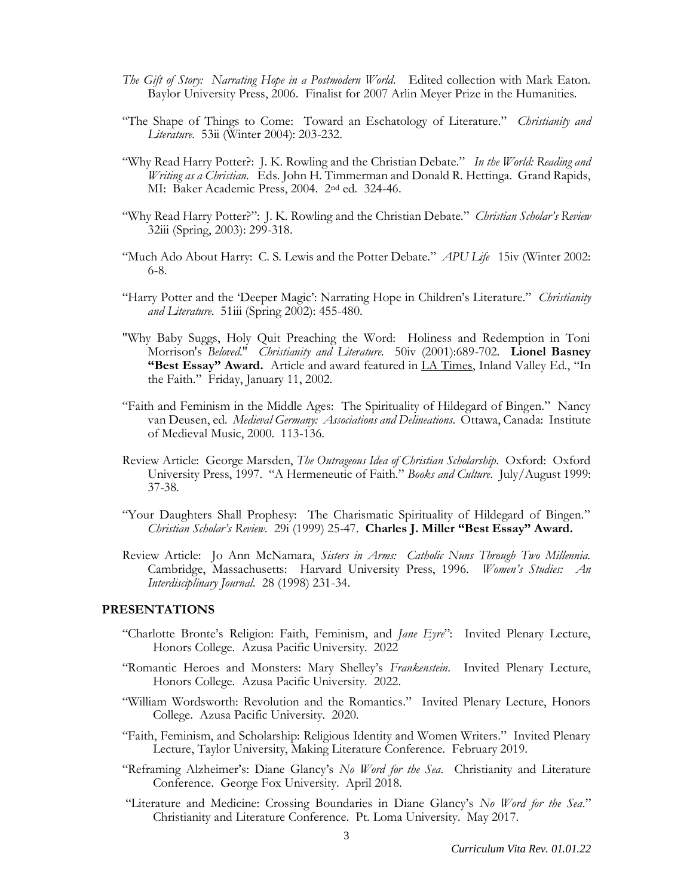*The Gift of Story: Narrating Hope in a Postmodern World*. Edited collection with Mark Eaton. Baylor University Press, 2006. Finalist for 2007 Arlin Meyer Prize in the Humanities.

"The Shape of Things to Come: Toward an Eschatology of Literature." *Christianity and Literature*. 53ii (Winter 2004): 203-232.

"Why Read Harry Potter?: J. K. Rowling and the Christian Debate." *In the World: Reading and Writing as a Christian*. Eds. John H. Timmerman and Donald R. Hettinga. Grand Rapids, MI: Baker Academic Press, 2004. 2nd ed. 324-46.

"Why Read Harry Potter?": J. K. Rowling and the Christian Debate." *Christian Scholar's Review* 32iii (Spring, 2003): 299-318.

"Much Ado About Harry: C. S. Lewis and the Potter Debate." *APU Life* 15iv (Winter 2002: 6-8.

"Harry Potter and the 'Deeper Magic': Narrating Hope in Children's Literature." *Christianity and Literature*. 51iii (Spring 2002): 455-480.

"Why Baby Suggs, Holy Quit Preaching the Word: Holiness and Redemption in Toni Morrison's *Beloved*." *Christianity and Literature*. 50iv (2001):689-702. **Lionel Basney "Best Essay" Award.** Article and award featured in LA Times, Inland Valley Ed., "In the Faith." Friday, January 11, 2002.

"Faith and Feminism in the Middle Ages: The Spirituality of Hildegard of Bingen." Nancy van Deusen, ed. *Medieval Germany: Associations and Delineations*. Ottawa, Canada: Institute of Medieval Music, 2000. 113-136.

Review Article: George Marsden, *The Outrageous Idea of Christian Scholarship*. Oxford: Oxford University Press, 1997. "A Hermeneutic of Faith." *Books and Culture*. July/August 1999: 37-38.

"Your Daughters Shall Prophesy: The Charismatic Spirituality of Hildegard of Bingen." *Christian Scholar's Review*. 29i (1999) 25-47. **Charles J. Miller "Best Essay" Award.**

Review Article: Jo Ann McNamara, *Sisters in Arms: Catholic Nuns Through Two Millennia.* Cambridge, Massachusetts: Harvard University Press, 1996. *Women's Studies: An Interdisciplinary Journal*. 28 (1998) 231-34.

## PRESENTATIONS

"Charlotte Bronte's Religion: Faith, Feminism, and *Jane Eyre*": Invited Plenary Lecture, Honors College. Azusa Pacific University. 2022

"Romantic Heroes and Monsters: Mary Shelley's *Frankenstein*. Invited Plenary Lecture, Honors College. Azusa Pacific University. 2022.

"William Wordsworth: Revolution and the Romantics." Invited Plenary Lecture, Honors College. Azusa Pacific University. 2020.

"Faith, Feminism, and Scholarship: Religious Identity and Women Writers." Invited Plenary Lecture, Taylor University, Making Literature Conference. February 2019.

"Reframing Alzheimer's: Diane Glancy's *No Word for the Sea*. Christianity and Literature Conference. George Fox University. April 2018.

"Literature and Medicine: Crossing Boundaries in Diane Glancy's *No Word for the Sea*." Christianity and Literature Conference. Pt. Loma University. May 2017.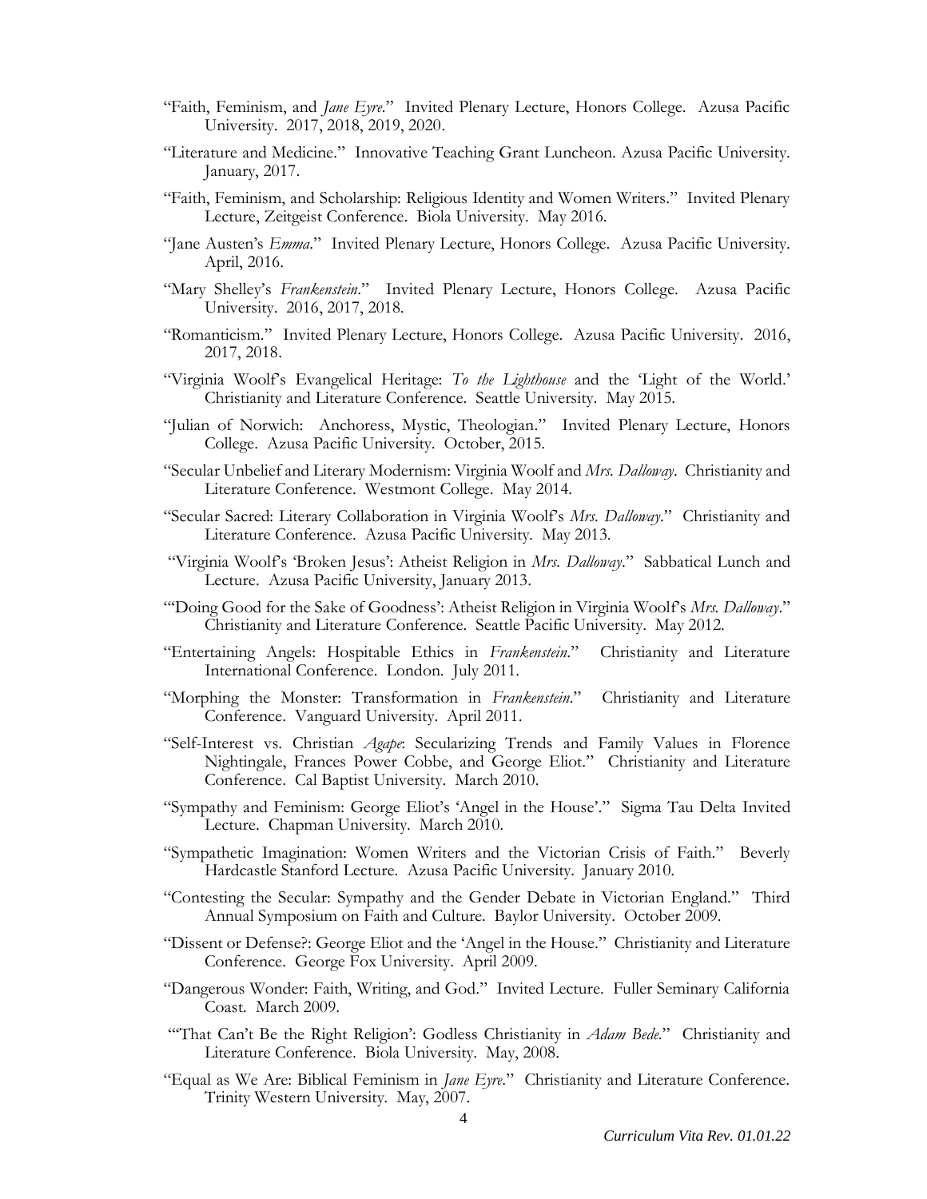"Faith, Feminism, and *Jane Eyre*." Invited Plenary Lecture, Honors College. Azusa Pacific University. 2017, 2018, 2019, 2020.

"Literature and Medicine." Innovative Teaching Grant Luncheon. Azusa Pacific University. January, 2017.

"Faith, Feminism, and Scholarship: Religious Identity and Women Writers." Invited Plenary Lecture, Zeitgeist Conference. Biola University. May 2016.

"Jane Austen's *Emma*." Invited Plenary Lecture, Honors College. Azusa Pacific University. April, 2016.

"Mary Shelley's *Frankenstein*." Invited Plenary Lecture, Honors College. Azusa Pacific University. 2016, 2017, 2018.

"Romanticism." Invited Plenary Lecture, Honors College. Azusa Pacific University. 2016, 2017, 2018.

"Virginia Woolf's Evangelical Heritage: *To the Lighthouse* and the 'Light of the World.' Christianity and Literature Conference. Seattle University. May 2015.

"Julian of Norwich: Anchoress, Mystic, Theologian." Invited Plenary Lecture, Honors College. Azusa Pacific University. October, 2015.

"Secular Unbelief and Literary Modernism: Virginia Woolf and *Mrs. Dalloway*. Christianity and Literature Conference. Westmont College. May 2014.

"Secular Sacred: Literary Collaboration in Virginia Woolf's *Mrs. Dalloway*." Christianity and Literature Conference. Azusa Pacific University. May 2013.

"Virginia Woolf's 'Broken Jesus': Atheist Religion in *Mrs. Dalloway*." Sabbatical Lunch and Lecture. Azusa Pacific University, January 2013.

"'Doing Good for the Sake of Goodness': Atheist Religion in Virginia Woolf's *Mrs. Dalloway*." Christianity and Literature Conference. Seattle Pacific University. May 2012.

"Entertaining Angels: Hospitable Ethics in *Frankenstein*." Christianity and Literature International Conference. London. July 2011.

"Morphing the Monster: Transformation in *Frankenstein*." Christianity and Literature Conference. Vanguard University. April 2011.

"Self-Interest vs. Christian *Agape*: Secularizing Trends and Family Values in Florence Nightingale, Frances Power Cobbe, and George Eliot." Christianity and Literature Conference. Cal Baptist University. March 2010.

"Sympathy and Feminism: George Eliot's 'Angel in the House'." Sigma Tau Delta Invited Lecture. Chapman University. March 2010.

"Sympathetic Imagination: Women Writers and the Victorian Crisis of Faith." Beverly Hardcastle Stanford Lecture. Azusa Pacific University. January 2010.

"Contesting the Secular: Sympathy and the Gender Debate in Victorian England." Third Annual Symposium on Faith and Culture. Baylor University. October 2009.

"Dissent or Defense?: George Eliot and the 'Angel in the House." Christianity and Literature Conference. George Fox University. April 2009.

"Dangerous Wonder: Faith, Writing, and God." Invited Lecture. Fuller Seminary California Coast. March 2009.

"'That Can't Be the Right Religion': Godless Christianity in *Adam Bede*." Christianity and Literature Conference. Biola University. May, 2008.

"Equal as We Are: Biblical Feminism in *Jane Eyre*." Christianity and Literature Conference. Trinity Western University. May, 2007.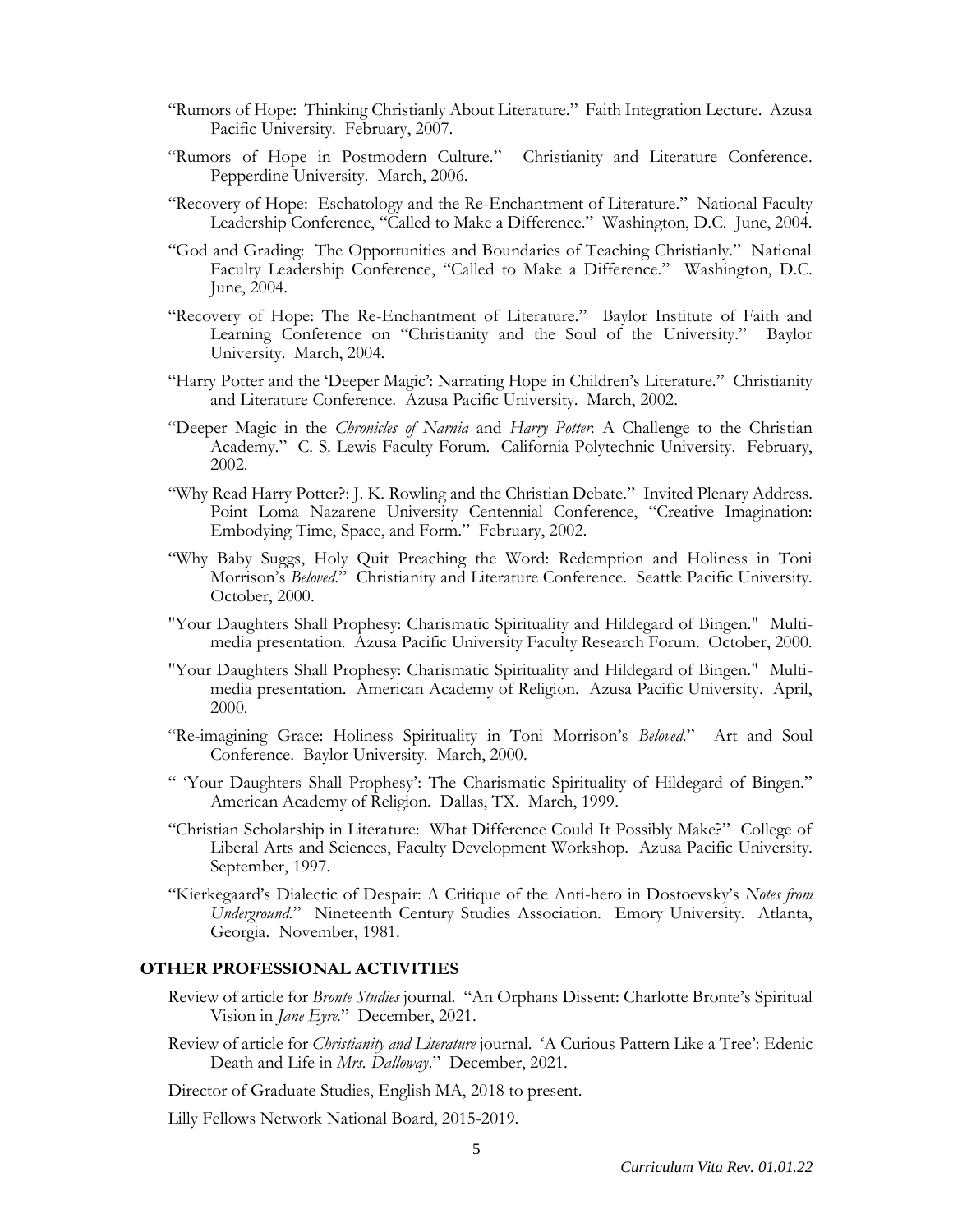"Rumors of Hope: Thinking Christianly About Literature." Faith Integration Lecture. Azusa Pacific University. February, 2007.

"Rumors of Hope in Postmodern Culture." Christianity and Literature Conference. Pepperdine University. March, 2006.

"Recovery of Hope: Eschatology and the Re-Enchantment of Literature." National Faculty Leadership Conference, "Called to Make a Difference." Washington, D.C. June, 2004.

"God and Grading: The Opportunities and Boundaries of Teaching Christianly." National Faculty Leadership Conference, "Called to Make a Difference." Washington, D.C. June, 2004.

"Recovery of Hope: The Re-Enchantment of Literature." Baylor Institute of Faith and Learning Conference on "Christianity and the Soul of the University." Baylor University. March, 2004.

"Harry Potter and the 'Deeper Magic': Narrating Hope in Children's Literature." Christianity and Literature Conference. Azusa Pacific University. March, 2002.

"Deeper Magic in the *Chronicles of Narnia* and *Harry Potter*: A Challenge to the Christian Academy." C. S. Lewis Faculty Forum. California Polytechnic University. February, 2002.

"Why Read Harry Potter?: J. K. Rowling and the Christian Debate." Invited Plenary Address. Point Loma Nazarene University Centennial Conference, "Creative Imagination: Embodying Time, Space, and Form." February, 2002.

"Why Baby Suggs, Holy Quit Preaching the Word: Redemption and Holiness in Toni Morrison's *Beloved*." Christianity and Literature Conference. Seattle Pacific University. October, 2000.

"Your Daughters Shall Prophesy: Charismatic Spirituality and Hildegard of Bingen." Multi-media presentation. Azusa Pacific University Faculty Research Forum. October, 2000.

"Your Daughters Shall Prophesy: Charismatic Spirituality and Hildegard of Bingen." Multi-media presentation. American Academy of Religion. Azusa Pacific University. April, 2000.

"Re-imagining Grace: Holiness Spirituality in Toni Morrison's *Beloved*." Art and Soul Conference. Baylor University. March, 2000.

" 'Your Daughters Shall Prophesy': The Charismatic Spirituality of Hildegard of Bingen." American Academy of Religion. Dallas, TX. March, 1999.

"Christian Scholarship in Literature: What Difference Could It Possibly Make?" College of Liberal Arts and Sciences, Faculty Development Workshop. Azusa Pacific University. September, 1997.

"Kierkegaard's Dialectic of Despair: A Critique of the Anti-hero in Dostoevsky's *Notes from Underground*." Nineteenth Century Studies Association. Emory University. Atlanta, Georgia. November, 1981.

## OTHER PROFESSIONAL ACTIVITIES

Review of article for *Bronte Studies* journal. "An Orphans Dissent: Charlotte Bronte's Spiritual Vision in *Jane Eyre*." December, 2021.

Review of article for *Christianity and Literature* journal. 'A Curious Pattern Like a Tree': Edenic Death and Life in *Mrs. Dalloway*." December, 2021.

Director of Graduate Studies, English MA, 2018 to present.

Lilly Fellows Network National Board, 2015-2019.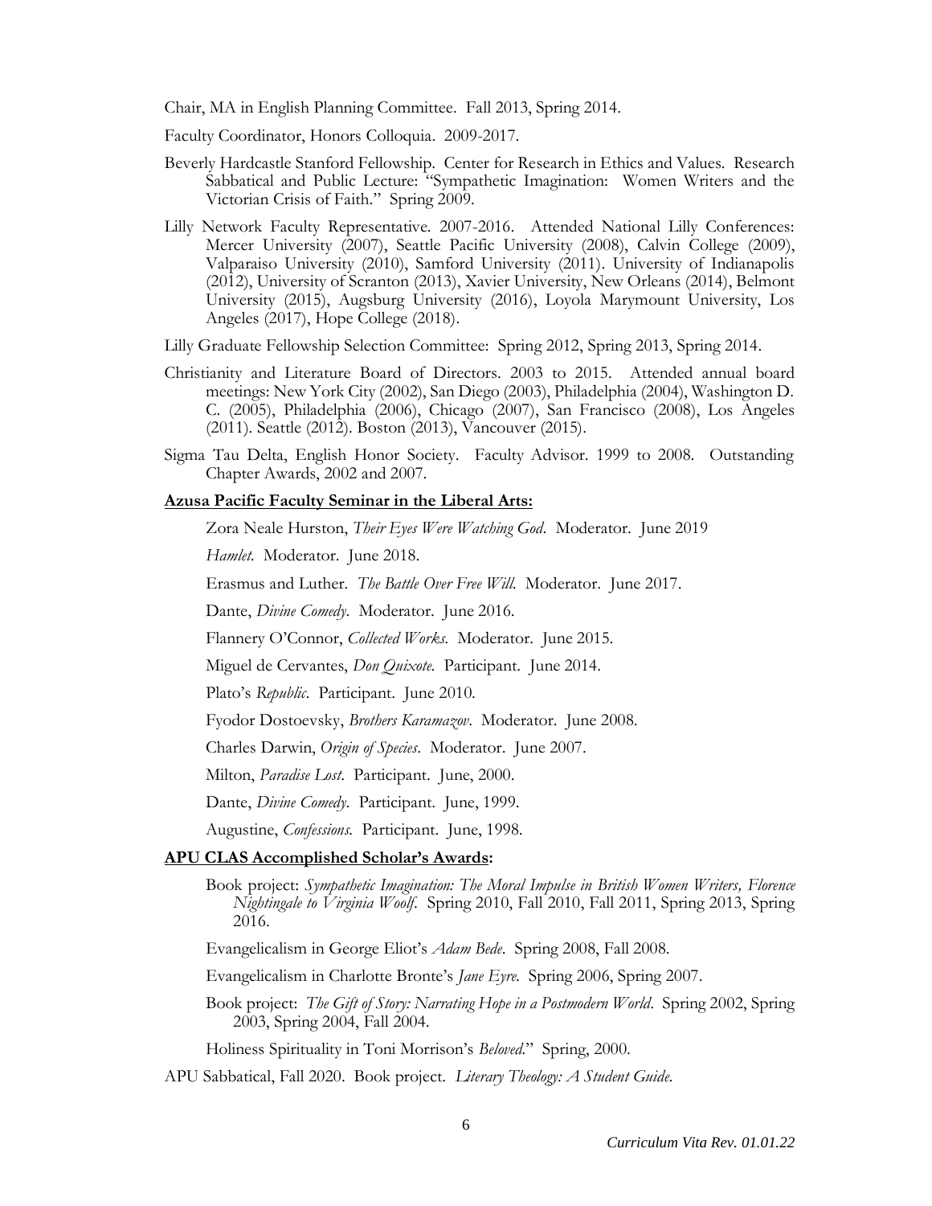Chair, MA in English Planning Committee. Fall 2013, Spring 2014.

Faculty Coordinator, Honors Colloquia. 2009-2017.

Beverly Hardcastle Stanford Fellowship. Center for Research in Ethics and Values. Research Sabbatical and Public Lecture: "Sympathetic Imagination: Women Writers and the Victorian Crisis of Faith." Spring 2009.

Lilly Network Faculty Representative. 2007-2016. Attended National Lilly Conferences: Mercer University (2007), Seattle Pacific University (2008), Calvin College (2009), Valparaiso University (2010), Samford University (2011). University of Indianapolis (2012), University of Scranton (2013), Xavier University, New Orleans (2014), Belmont University (2015), Augsburg University (2016), Loyola Marymount University, Los Angeles (2017), Hope College (2018).

Lilly Graduate Fellowship Selection Committee: Spring 2012, Spring 2013, Spring 2014.

Christianity and Literature Board of Directors. 2003 to 2015. Attended annual board meetings: New York City (2002), San Diego (2003), Philadelphia (2004), Washington D. C. (2005), Philadelphia (2006), Chicago (2007), San Francisco (2008), Los Angeles (2011). Seattle (2012). Boston (2013), Vancouver (2015).

Sigma Tau Delta, English Honor Society. Faculty Advisor. 1999 to 2008. Outstanding Chapter Awards, 2002 and 2007.

**Azusa Pacific Faculty Seminar in the Liberal Arts:**

Zora Neale Hurston, *Their Eyes Were Watching God*. Moderator. June 2019

*Hamlet*. Moderator. June 2018.

Erasmus and Luther. *The Battle Over Free Will*. Moderator. June 2017.

Dante, *Divine Comedy*. Moderator. June 2016.

Flannery O'Connor, *Collected Works*. Moderator. June 2015.

Miguel de Cervantes, *Don Quixote*. Participant. June 2014.

Plato's *Republic*. Participant. June 2010.

Fyodor Dostoevsky, *Brothers Karamazov*. Moderator. June 2008.

Charles Darwin, *Origin of Species*. Moderator. June 2007.

Milton, *Paradise Lost*. Participant. June, 2000.

Dante, *Divine Comedy*. Participant. June, 1999.

Augustine, *Confessions*. Participant. June, 1998.

**APU CLAS Accomplished Scholar's Awards:**

Book project: *Sympathetic Imagination: The Moral Impulse in British Women Writers, Florence Nightingale to Virginia Woolf*. Spring 2010, Fall 2010, Fall 2011, Spring 2013, Spring 2016.

Evangelicalism in George Eliot's *Adam Bede*. Spring 2008, Fall 2008.

Evangelicalism in Charlotte Bronte's *Jane Eyre*. Spring 2006, Spring 2007.

Book project: *The Gift of Story: Narrating Hope in a Postmodern World*. Spring 2002, Spring 2003, Spring 2004, Fall 2004.

Holiness Spirituality in Toni Morrison's *Beloved*." Spring, 2000.

APU Sabbatical, Fall 2020. Book project. *Literary Theology: A Student Guide*.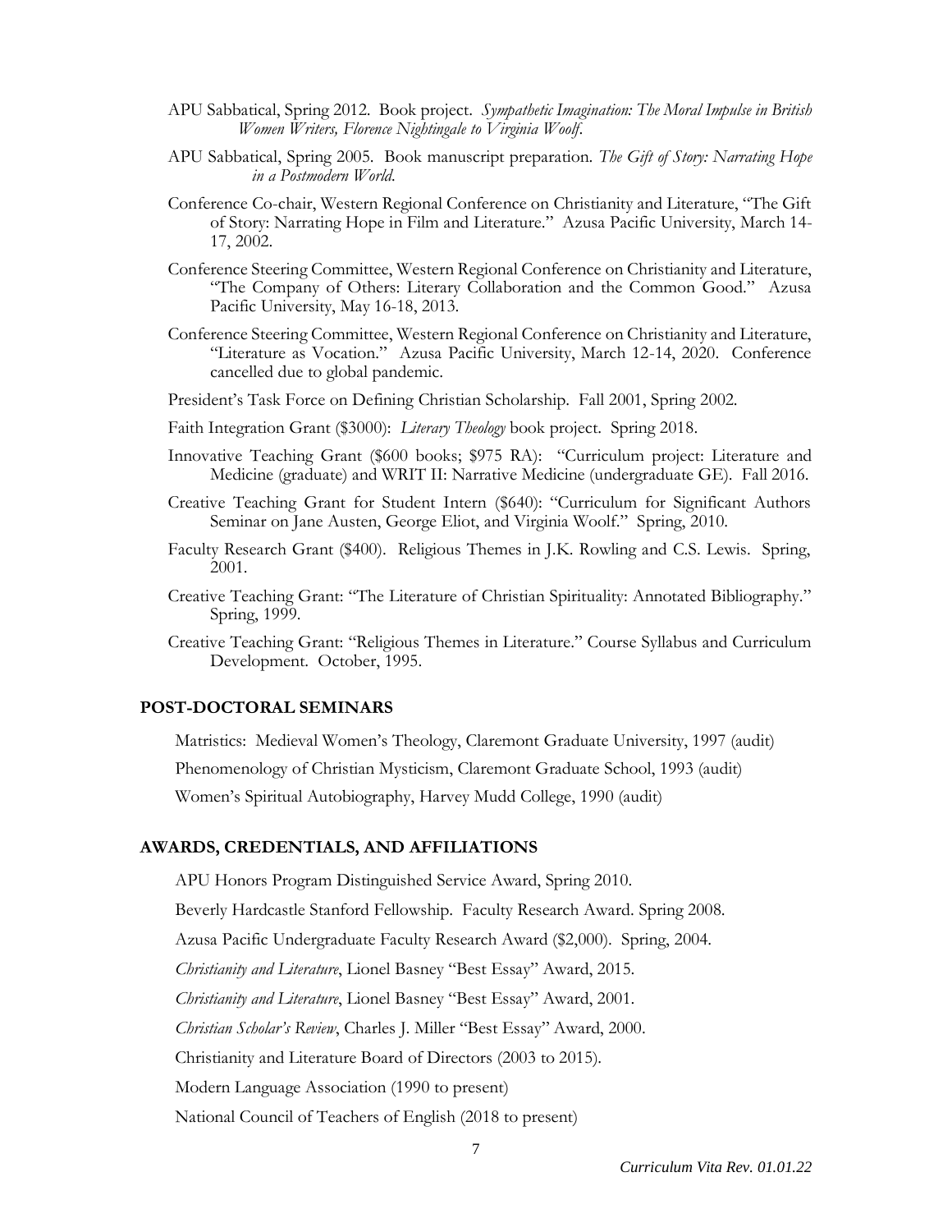APU Sabbatical, Spring 2012. Book project. *Sympathetic Imagination: The Moral Impulse in British Women Writers, Florence Nightingale to Virginia Woolf*.

APU Sabbatical, Spring 2005. Book manuscript preparation. *The Gift of Story: Narrating Hope in a Postmodern World.*

Conference Co-chair, Western Regional Conference on Christianity and Literature, "The Gift of Story: Narrating Hope in Film and Literature." Azusa Pacific University, March 14-17, 2002.

Conference Steering Committee, Western Regional Conference on Christianity and Literature, "The Company of Others: Literary Collaboration and the Common Good." Azusa Pacific University, May 16-18, 2013.

Conference Steering Committee, Western Regional Conference on Christianity and Literature, "Literature as Vocation." Azusa Pacific University, March 12-14, 2020. Conference cancelled due to global pandemic.

President's Task Force on Defining Christian Scholarship. Fall 2001, Spring 2002.

Faith Integration Grant ($3000): *Literary Theology* book project. Spring 2018.

Innovative Teaching Grant ($600 books; $975 RA): "Curriculum project: Literature and Medicine (graduate) and WRIT II: Narrative Medicine (undergraduate GE). Fall 2016.

Creative Teaching Grant for Student Intern ($640): "Curriculum for Significant Authors Seminar on Jane Austen, George Eliot, and Virginia Woolf." Spring, 2010.

Faculty Research Grant ($400). Religious Themes in J.K. Rowling and C.S. Lewis. Spring, 2001.

Creative Teaching Grant: "The Literature of Christian Spirituality: Annotated Bibliography." Spring, 1999.

Creative Teaching Grant: "Religious Themes in Literature." Course Syllabus and Curriculum Development. October, 1995.

## POST-DOCTORAL SEMINARS

Matristics: Medieval Women's Theology, Claremont Graduate University, 1997 (audit)

Phenomenology of Christian Mysticism, Claremont Graduate School, 1993 (audit)

Women's Spiritual Autobiography, Harvey Mudd College, 1990 (audit)

## AWARDS, CREDENTIALS, AND AFFILIATIONS

APU Honors Program Distinguished Service Award, Spring 2010.

Beverly Hardcastle Stanford Fellowship. Faculty Research Award. Spring 2008.

Azusa Pacific Undergraduate Faculty Research Award ($2,000). Spring, 2004.

*Christianity and Literature*, Lionel Basney "Best Essay" Award, 2015.

*Christianity and Literature*, Lionel Basney "Best Essay" Award, 2001.

*Christian Scholar's Review*, Charles J. Miller "Best Essay" Award, 2000.

Christianity and Literature Board of Directors (2003 to 2015).

Modern Language Association (1990 to present)

National Council of Teachers of English (2018 to present)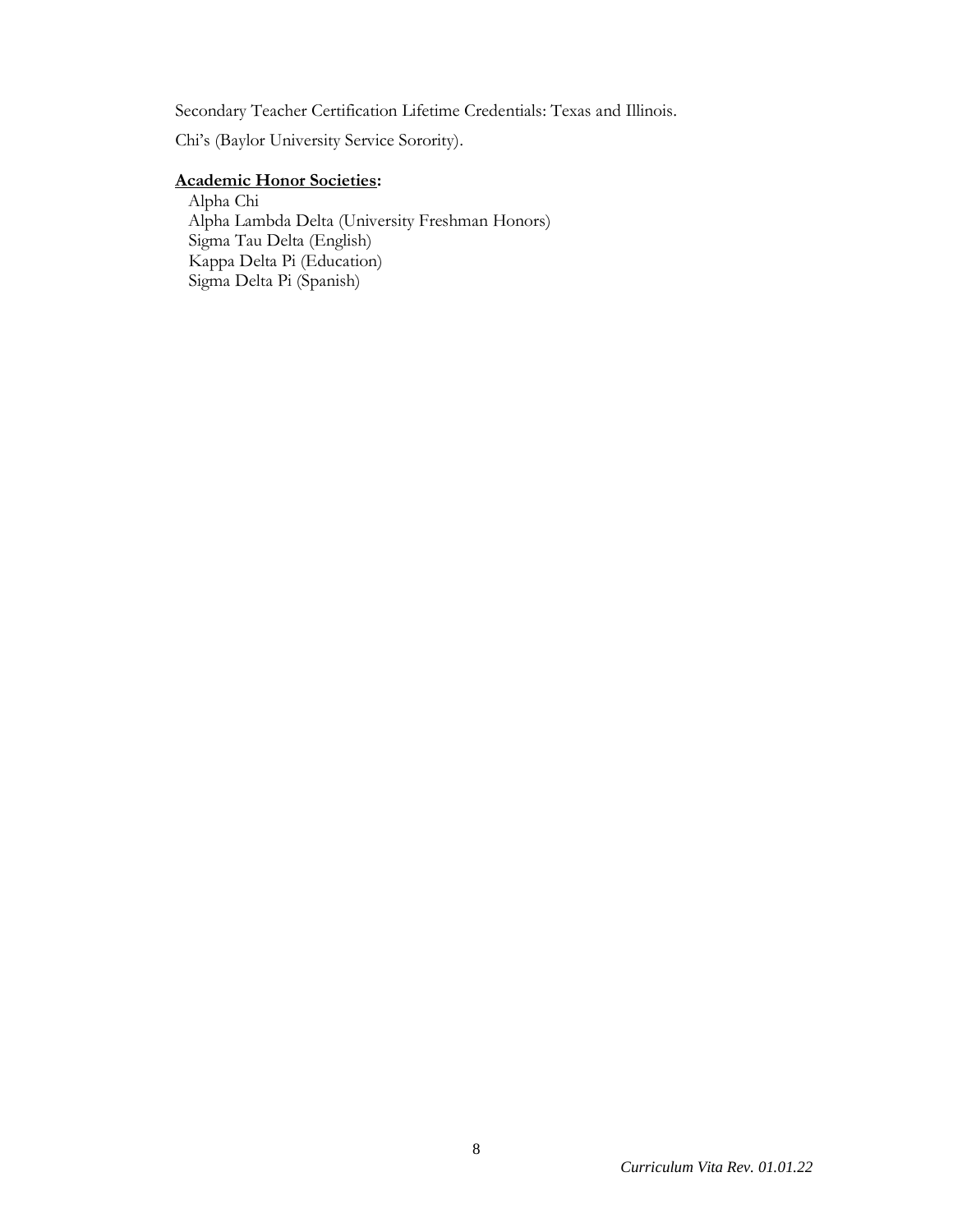Secondary Teacher Certification Lifetime Credentials: Texas and Illinois.

Chi's (Baylor University Service Sorority).

**Academic Honor Societies:**

Alpha Chi
Alpha Lambda Delta (University Freshman Honors)
Sigma Tau Delta (English)
Kappa Delta Pi (Education)
Sigma Delta Pi (Spanish)